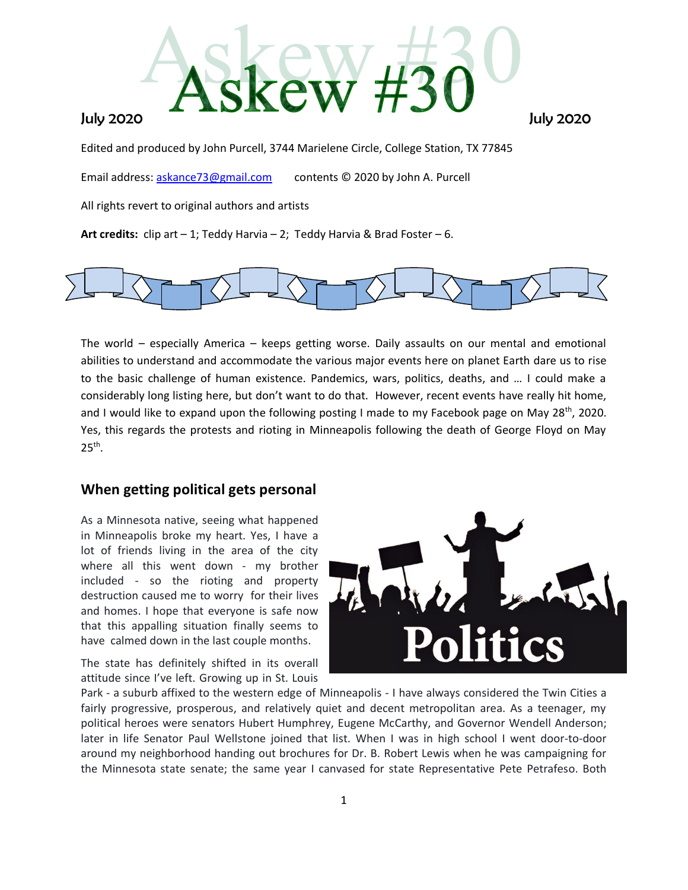# Askew #30

July 2020 July 2020

Edited and produced by John Purcell, 3744 Marielene Circle, College Station, TX 77845

Email address: askance73@gmail.com contents © 2020 by John A. Purcell

All rights revert to original authors and artists

**Art credits:** clip art – 1; Teddy Harvia – 2; Teddy Harvia & Brad Foster – 6.

The world – especially America – keeps getting worse. Daily assaults on our mental and emotional abilities to understand and accommodate the various major events here on planet Earth dare us to rise to the basic challenge of human existence. Pandemics, wars, politics, deaths, and … I could make a considerably long listing here, but don't want to do that. However, recent events have really hit home, and I would like to expand upon the following posting I made to my Facebook page on May 28th, 2020. Yes, this regards the protests and rioting in Minneapolis following the death of George Floyd on May 25th.

## When getting political gets personal

As a Minnesota native, seeing what happened in Minneapolis broke my heart. Yes, I have a lot of friends living in the area of the city where all this went down - my brother included - so the rioting and property destruction caused me to worry for their lives and homes. I hope that everyone is safe now that this appalling situation finally seems to have calmed down in the last couple months.

The state has definitely shifted in its overall attitude since I've left. Growing up in St. Louis Park - a suburb affixed to the western edge of Minneapolis - I have always considered the Twin Cities a fairly progressive, prosperous, and relatively quiet and decent metropolitan area. As a teenager, my political heroes were senators Hubert Humphrey, Eugene McCarthy, and Governor Wendell Anderson; later in life Senator Paul Wellstone joined that list. When I was in high school I went door-to-door around my neighborhood handing out brochures for Dr. B. Robert Lewis when he was campaigning for the Minnesota state senate; the same year I canvased for state Representative Pete Petrafeso. Both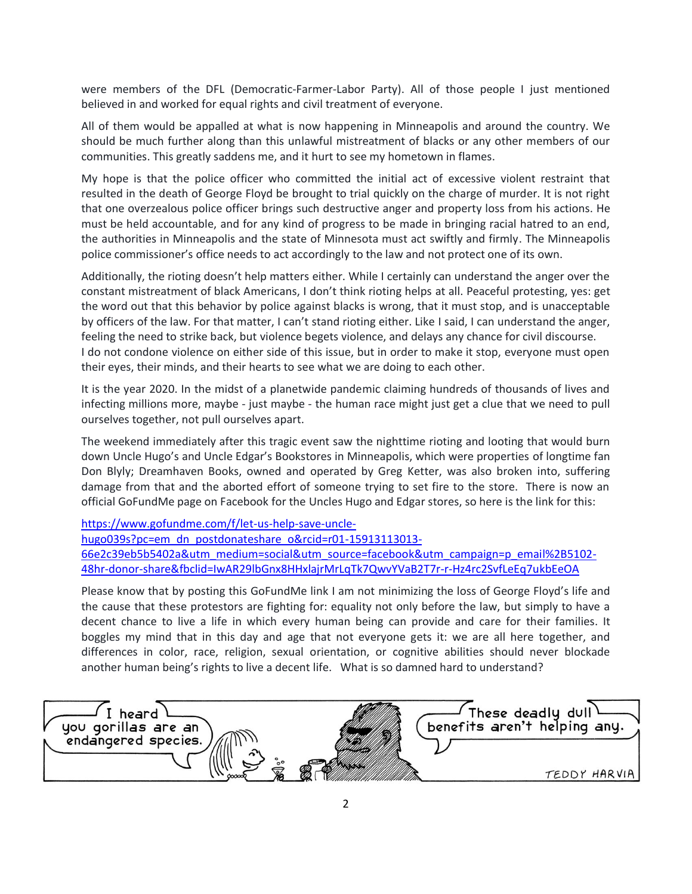were members of the DFL (Democratic-Farmer-Labor Party). All of those people I just mentioned believed in and worked for equal rights and civil treatment of everyone.

All of them would be appalled at what is now happening in Minneapolis and around the country. We should be much further along than this unlawful mistreatment of blacks or any other members of our communities. This greatly saddens me, and it hurt to see my hometown in flames.

My hope is that the police officer who committed the initial act of excessive violent restraint that resulted in the death of George Floyd be brought to trial quickly on the charge of murder. It is not right that one overzealous police officer brings such destructive anger and property loss from his actions. He must be held accountable, and for any kind of progress to be made in bringing racial hatred to an end, the authorities in Minneapolis and the state of Minnesota must act swiftly and firmly. The Minneapolis police commissioner's office needs to act accordingly to the law and not protect one of its own.

Additionally, the rioting doesn't help matters either. While I certainly can understand the anger over the constant mistreatment of black Americans, I don't think rioting helps at all. Peaceful protesting, yes: get the word out that this behavior by police against blacks is wrong, that it must stop, and is unacceptable by officers of the law. For that matter, I can't stand rioting either. Like I said, I can understand the anger, feeling the need to strike back, but violence begets violence, and delays any chance for civil discourse.
I do not condone violence on either side of this issue, but in order to make it stop, everyone must open their eyes, their minds, and their hearts to see what we are doing to each other.

It is the year 2020. In the midst of a planetwide pandemic claiming hundreds of thousands of lives and infecting millions more, maybe - just maybe - the human race might just get a clue that we need to pull ourselves together, not pull ourselves apart.

The weekend immediately after this tragic event saw the nighttime rioting and looting that would burn down Uncle Hugo's and Uncle Edgar's Bookstores in Minneapolis, which were properties of longtime fan Don Blyly; Dreamhaven Books, owned and operated by Greg Ketter, was also broken into, suffering damage from that and the aborted effort of someone trying to set fire to the store. There is now an official GoFundMe page on Facebook for the Uncles Hugo and Edgar stores, so here is the link for this:

https://www.gofundme.com/f/let-us-help-save-uncle-hugo039s?pc=em_dn_postdonateshare_o&rcid=r01-15913113013-66e2c39eb5b5402a&utm_medium=social&utm_source=facebook&utm_campaign=p_email%2B5102-48hr-donor-share&fbclid=IwAR29lbGnx8HHxlajrMrLqTk7QwvYVaB2T7r-r-Hz4rc2SvfLeEq7ukbEeOA

Please know that by posting this GoFundMe link I am not minimizing the loss of George Floyd's life and the cause that these protestors are fighting for: equality not only before the law, but simply to have a decent chance to live a life in which every human being can provide and care for their families. It boggles my mind that in this day and age that not everyone gets it: we are all here together, and differences in color, race, religion, sexual orientation, or cognitive abilities should never blockade another human being's rights to live a decent life. What is so damned hard to understand?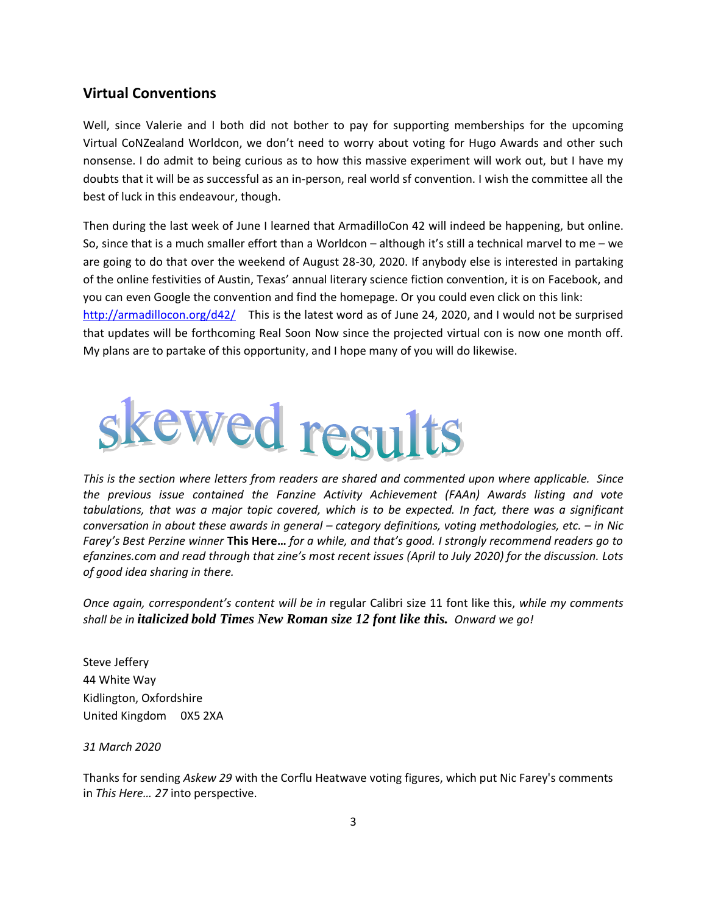## Virtual Conventions

Well, since Valerie and I both did not bother to pay for supporting memberships for the upcoming Virtual CoNZealand Worldcon, we don't need to worry about voting for Hugo Awards and other such nonsense. I do admit to being curious as to how this massive experiment will work out, but I have my doubts that it will be as successful as an in-person, real world sf convention. I wish the committee all the best of luck in this endeavour, though.

Then during the last week of June I learned that ArmadilloCon 42 will indeed be happening, but online. So, since that is a much smaller effort than a Worldcon – although it's still a technical marvel to me – we are going to do that over the weekend of August 28-30, 2020. If anybody else is interested in partaking of the online festivities of Austin, Texas' annual literary science fiction convention, it is on Facebook, and you can even Google the convention and find the homepage. Or you could even click on this link: [http://armadillocon.org/d42/](http://armadillocon.org/d42/) This is the latest word as of June 24, 2020, and I would not be surprised that updates will be forthcoming Real Soon Now since the projected virtual con is now one month off. My plans are to partake of this opportunity, and I hope many of you will do likewise.

# skewed results

*This is the section where letters from readers are shared and commented upon where applicable. Since the previous issue contained the Fanzine Activity Achievement (FAAn) Awards listing and vote tabulations, that was a major topic covered, which is to be expected. In fact, there was a significant conversation in about these awards in general – category definitions, voting methodologies, etc. – in Nic Farey's Best Perzine winner* **This Here…** *for a while, and that's good. I strongly recommend readers go to efanzines.com and read through that zine's most recent issues (April to July 2020) for the discussion. Lots of good idea sharing in there.*

*Once again, correspondent's content will be in* regular Calibri size 11 font like this, *while my comments shall be in* ***italicized bold Times New Roman size 12 font like this.*** *Onward we go!*

Steve Jeffery
44 White Way
Kidlington, Oxfordshire
United Kingdom 0X5 2XA

*31 March 2020*

Thanks for sending *Askew 29* with the Corflu Heatwave voting figures, which put Nic Farey's comments in *This Here… 27* into perspective.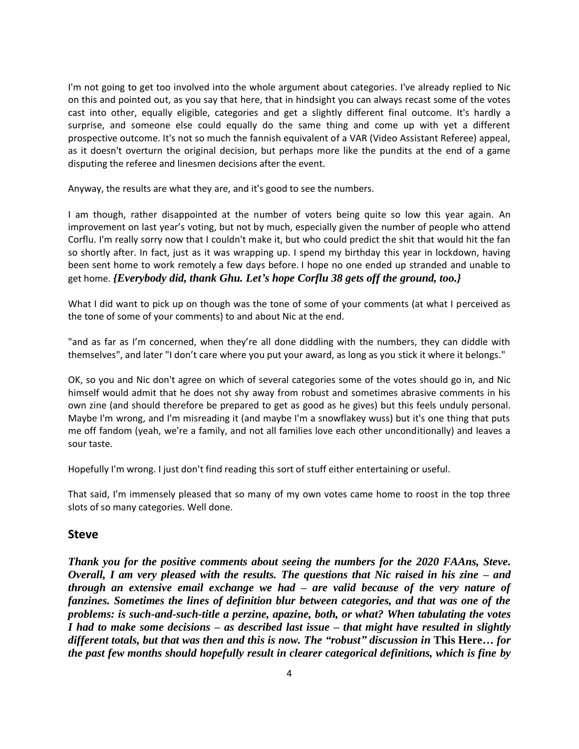I'm not going to get too involved into the whole argument about categories. I've already replied to Nic on this and pointed out, as you say that here, that in hindsight you can always recast some of the votes cast into other, equally eligible, categories and get a slightly different final outcome. It's hardly a surprise, and someone else could equally do the same thing and come up with yet a different prospective outcome. It's not so much the fannish equivalent of a VAR (Video Assistant Referee) appeal, as it doesn't overturn the original decision, but perhaps more like the pundits at the end of a game disputing the referee and linesmen decisions after the event.

Anyway, the results are what they are, and it's good to see the numbers.

I am though, rather disappointed at the number of voters being quite so low this year again. An improvement on last year's voting, but not by much, especially given the number of people who attend Corflu. I'm really sorry now that I couldn't make it, but who could predict the shit that would hit the fan so shortly after. In fact, just as it was wrapping up. I spend my birthday this year in lockdown, having been sent home to work remotely a few days before. I hope no one ended up stranded and unable to get home. ***{Everybody did, thank Ghu. Let's hope Corflu 38 gets off the ground, too.}***

What I did want to pick up on though was the tone of some of your comments (at what I perceived as the tone of some of your comments) to and about Nic at the end.

"and as far as I'm concerned, when they're all done diddling with the numbers, they can diddle with themselves", and later "I don't care where you put your award, as long as you stick it where it belongs."

OK, so you and Nic don't agree on which of several categories some of the votes should go in, and Nic himself would admit that he does not shy away from robust and sometimes abrasive comments in his own zine (and should therefore be prepared to get as good as he gives) but this feels unduly personal. Maybe I'm wrong, and I'm misreading it (and maybe I'm a snowflakey wuss) but it's one thing that puts me off fandom (yeah, we're a family, and not all families love each other unconditionally) and leaves a sour taste.

Hopefully I'm wrong. I just don't find reading this sort of stuff either entertaining or useful.

That said, I'm immensely pleased that so many of my own votes came home to roost in the top three slots of so many categories. Well done.

## Steve

***Thank you for the positive comments about seeing the numbers for the 2020 FAAns, Steve. Overall, I am very pleased with the results. The questions that Nic raised in his zine – and through an extensive email exchange we had – are valid because of the very nature of fanzines. Sometimes the lines of definition blur between categories, and that was one of the problems: is such-and-such-title a perzine, apazine, both, or what? When tabulating the votes I had to make some decisions – as described last issue – that might have resulted in slightly different totals, but that was then and this is now. The "robust" discussion in* This Here… *for the past few months should hopefully result in clearer categorical definitions, which is fine by***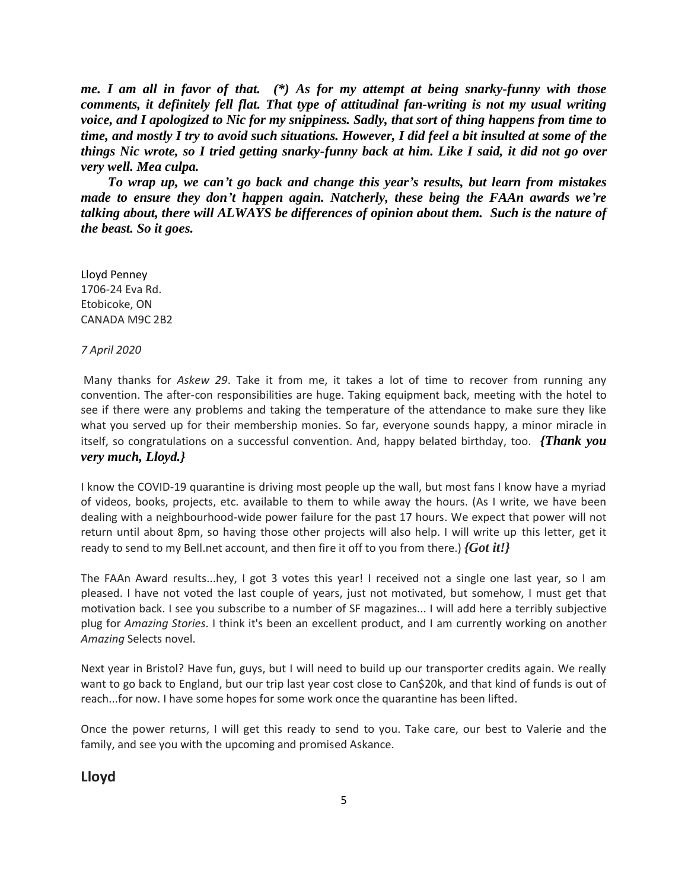***me. I am all in favor of that. (*) As for my attempt at being snarky-funny with those comments, it definitely fell flat. That type of attitudinal fan-writing is not my usual writing voice, and I apologized to Nic for my snippiness. Sadly, that sort of thing happens from time to time, and mostly I try to avoid such situations. However, I did feel a bit insulted at some of the things Nic wrote, so I tried getting snarky-funny back at him. Like I said, it did not go over very well. Mea culpa.***

***To wrap up, we can't go back and change this year's results, but learn from mistakes made to ensure they don't happen again. Natcherly, these being the FAAn awards we're talking about, there will ALWAYS be differences of opinion about them. Such is the nature of the beast. So it goes.***

Lloyd Penney
1706-24 Eva Rd.
Etobicoke, ON
CANADA M9C 2B2

*7 April 2020*

Many thanks for *Askew 29*. Take it from me, it takes a lot of time to recover from running any convention. The after-con responsibilities are huge. Taking equipment back, meeting with the hotel to see if there were any problems and taking the temperature of the attendance to make sure they like what you served up for their membership monies. So far, everyone sounds happy, a minor miracle in itself, so congratulations on a successful convention. And, happy belated birthday, too. ***{Thank you very much, Lloyd.}***

I know the COVID-19 quarantine is driving most people up the wall, but most fans I know have a myriad of videos, books, projects, etc. available to them to while away the hours. (As I write, we have been dealing with a neighbourhood-wide power failure for the past 17 hours. We expect that power will not return until about 8pm, so having those other projects will also help. I will write up this letter, get it ready to send to my Bell.net account, and then fire it off to you from there.) ***{Got it!}***

The FAAn Award results...hey, I got 3 votes this year! I received not a single one last year, so I am pleased. I have not voted the last couple of years, just not motivated, but somehow, I must get that motivation back. I see you subscribe to a number of SF magazines... I will add here a terribly subjective plug for *Amazing Stories*. I think it's been an excellent product, and I am currently working on another *Amazing* Selects novel.

Next year in Bristol? Have fun, guys, but I will need to build up our transporter credits again. We really want to go back to England, but our trip last year cost close to Can$20k, and that kind of funds is out of reach...for now. I have some hopes for some work once the quarantine has been lifted.

Once the power returns, I will get this ready to send to you. Take care, our best to Valerie and the family, and see you with the upcoming and promised Askance.

**Lloyd**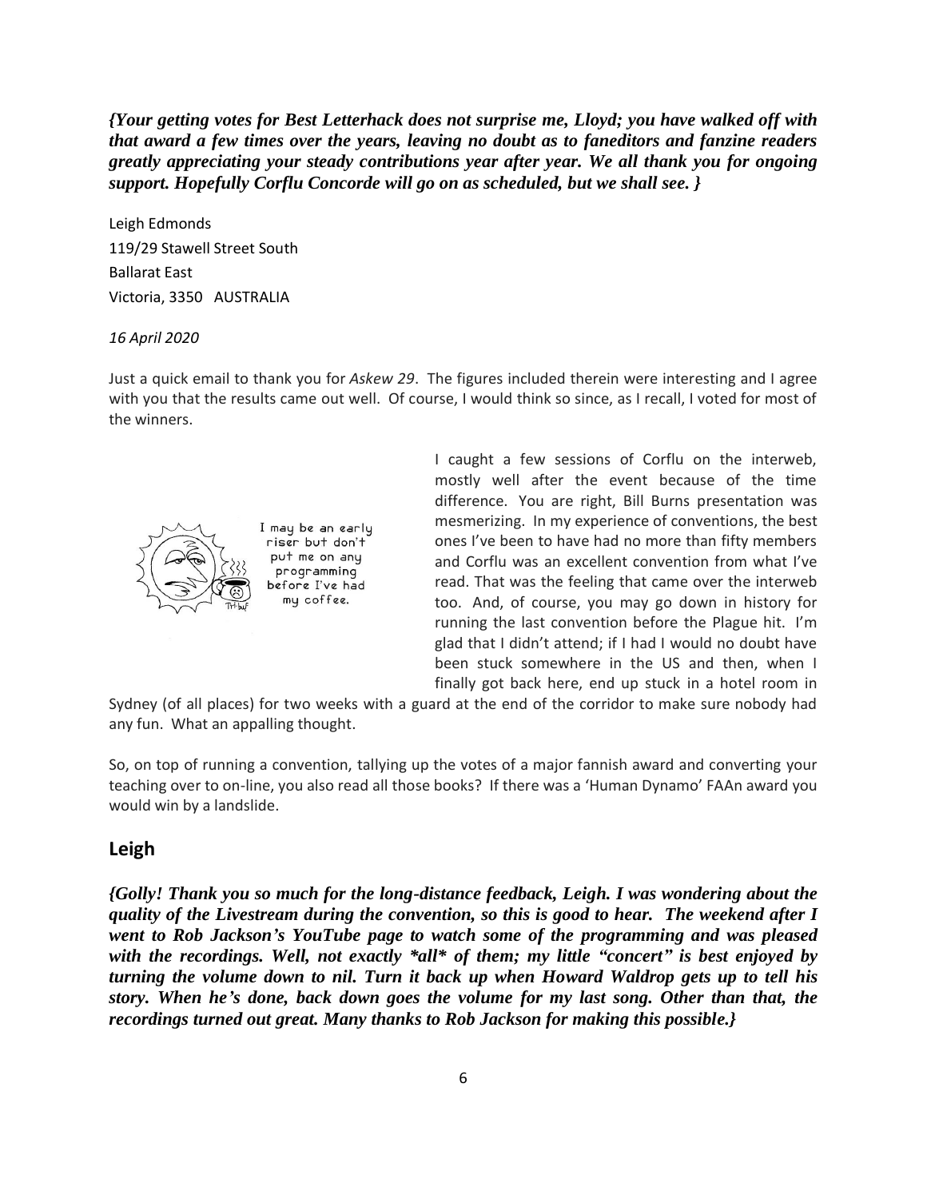***{Your getting votes for Best Letterhack does not surprise me, Lloyd; you have walked off with that award a few times over the years, leaving no doubt as to faneditors and fanzine readers greatly appreciating your steady contributions year after year. We all thank you for ongoing support. Hopefully Corflu Concorde will go on as scheduled, but we shall see. }***

Leigh Edmonds
119/29 Stawell Street South
Ballarat East
Victoria, 3350 AUSTRALIA

*16 April 2020*

Just a quick email to thank you for *Askew 29*. The figures included therein were interesting and I agree with you that the results came out well. Of course, I would think so since, as I recall, I voted for most of the winners.

I may be an early riser but don't put me on any programming before I've had my coffee.

I caught a few sessions of Corflu on the interweb, mostly well after the event because of the time difference. You are right, Bill Burns presentation was mesmerizing. In my experience of conventions, the best ones I've been to have had no more than fifty members and Corflu was an excellent convention from what I've read. That was the feeling that came over the interweb too. And, of course, you may go down in history for running the last convention before the Plague hit. I'm glad that I didn't attend; if I had I would no doubt have been stuck somewhere in the US and then, when I finally got back here, end up stuck in a hotel room in Sydney (of all places) for two weeks with a guard at the end of the corridor to make sure nobody had any fun. What an appalling thought.

So, on top of running a convention, tallying up the votes of a major fannish award and converting your teaching over to on-line, you also read all those books? If there was a 'Human Dynamo' FAAn award you would win by a landslide.

## Leigh

***{Golly! Thank you so much for the long-distance feedback, Leigh. I was wondering about the quality of the Livestream during the convention, so this is good to hear. The weekend after I went to Rob Jackson's YouTube page to watch some of the programming and was pleased with the recordings. Well, not exactly *all* of them; my little "concert" is best enjoyed by turning the volume down to nil. Turn it back up when Howard Waldrop gets up to tell his story. When he's done, back down goes the volume for my last song. Other than that, the recordings turned out great. Many thanks to Rob Jackson for making this possible.}***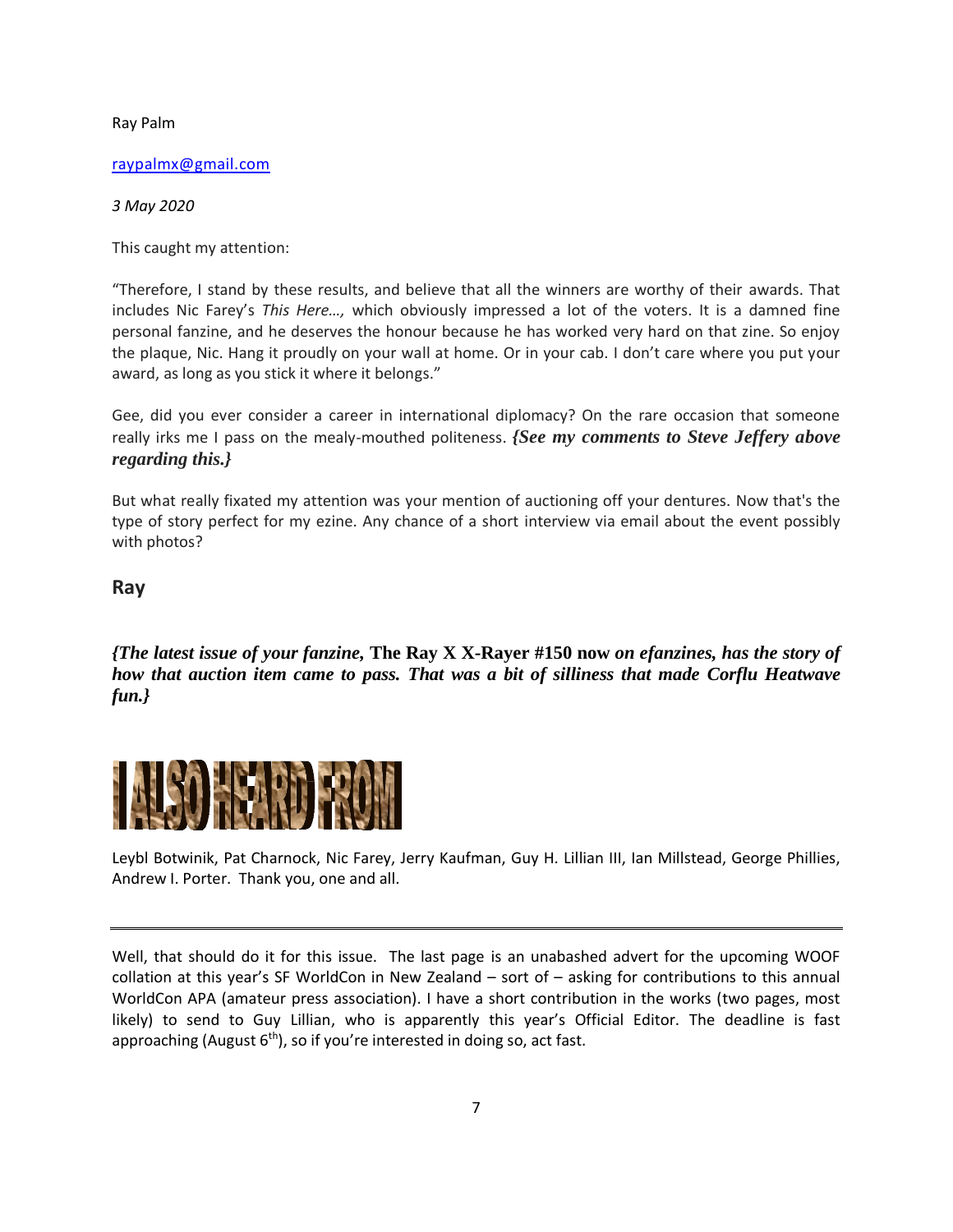Ray Palm

raypalmx@gmail.com

*3 May 2020*

This caught my attention:

"Therefore, I stand by these results, and believe that all the winners are worthy of their awards. That includes Nic Farey's *This Here…,* which obviously impressed a lot of the voters. It is a damned fine personal fanzine, and he deserves the honour because he has worked very hard on that zine. So enjoy the plaque, Nic. Hang it proudly on your wall at home. Or in your cab. I don't care where you put your award, as long as you stick it where it belongs."

Gee, did you ever consider a career in international diplomacy? On the rare occasion that someone really irks me I pass on the mealy-mouthed politeness. ***{See my comments to Steve Jeffery above regarding this.}***

But what really fixated my attention was your mention of auctioning off your dentures. Now that's the type of story perfect for my ezine. Any chance of a short interview via email about the event possibly with photos?

**Ray**

***{The latest issue of your fanzine,* The Ray X X-Rayer #150 now *on efanzines, has the story of how that auction item came to pass. That was a bit of silliness that made Corflu Heatwave fun.}***

## I ALSO HEARD FROM

Leybl Botwinik, Pat Charnock, Nic Farey, Jerry Kaufman, Guy H. Lillian III, Ian Millstead, George Phillies, Andrew I. Porter. Thank you, one and all.

---

Well, that should do it for this issue. The last page is an unabashed advert for the upcoming WOOF collation at this year's SF WorldCon in New Zealand – sort of – asking for contributions to this annual WorldCon APA (amateur press association). I have a short contribution in the works (two pages, most likely) to send to Guy Lillian, who is apparently this year's Official Editor. The deadline is fast approaching (August 6th), so if you're interested in doing so, act fast.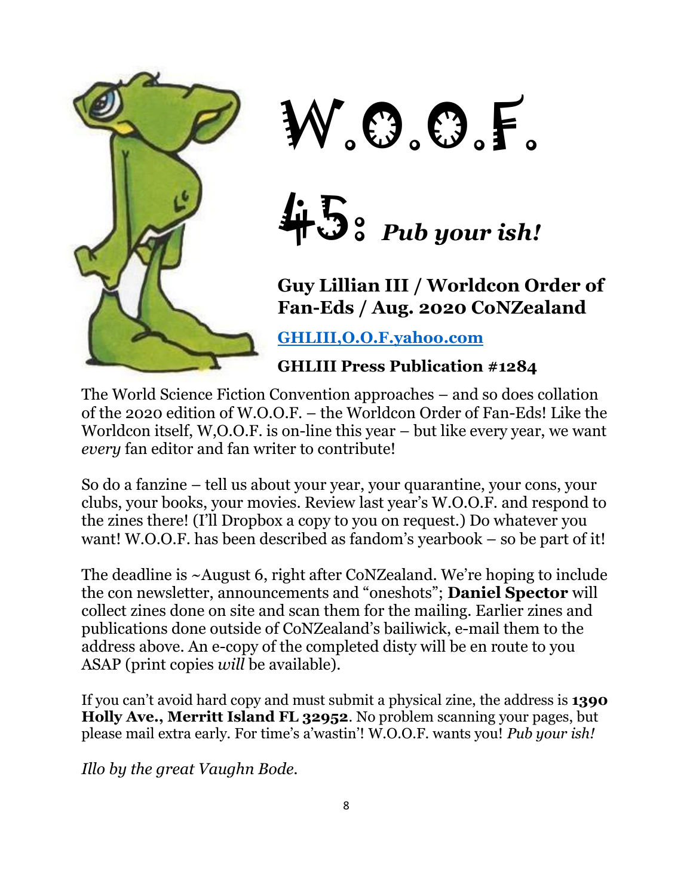# W.O.O.F.

## 45: *Pub your ish!*

**Guy Lillian III / Worldcon Order of Fan-Eds / Aug. 2020 CoNZealand**

**GHLIII,O.O.F.yahoo.com**

**GHLIII Press Publication #1284**

The World Science Fiction Convention approaches – and so does collation of the 2020 edition of W.O.O.F. – the Worldcon Order of Fan-Eds! Like the Worldcon itself, W,O.O.F. is on-line this year – but like every year, we want *every* fan editor and fan writer to contribute!

So do a fanzine – tell us about your year, your quarantine, your cons, your clubs, your books, your movies. Review last year's W.O.O.F. and respond to the zines there! (I'll Dropbox a copy to you on request.) Do whatever you want! W.O.O.F. has been described as fandom's yearbook – so be part of it!

The deadline is ~August 6, right after CoNZealand. We're hoping to include the con newsletter, announcements and "oneshots"; **Daniel Spector** will collect zines done on site and scan them for the mailing. Earlier zines and publications done outside of CoNZealand's bailiwick, e-mail them to the address above. An e-copy of the completed disty will be en route to you ASAP (print copies *will* be available).

If you can't avoid hard copy and must submit a physical zine, the address is **1390 Holly Ave., Merritt Island FL 32952**. No problem scanning your pages, but please mail extra early. For time's a'wastin'! W.O.O.F. wants you! *Pub your ish!*

*Illo by the great Vaughn Bode.*